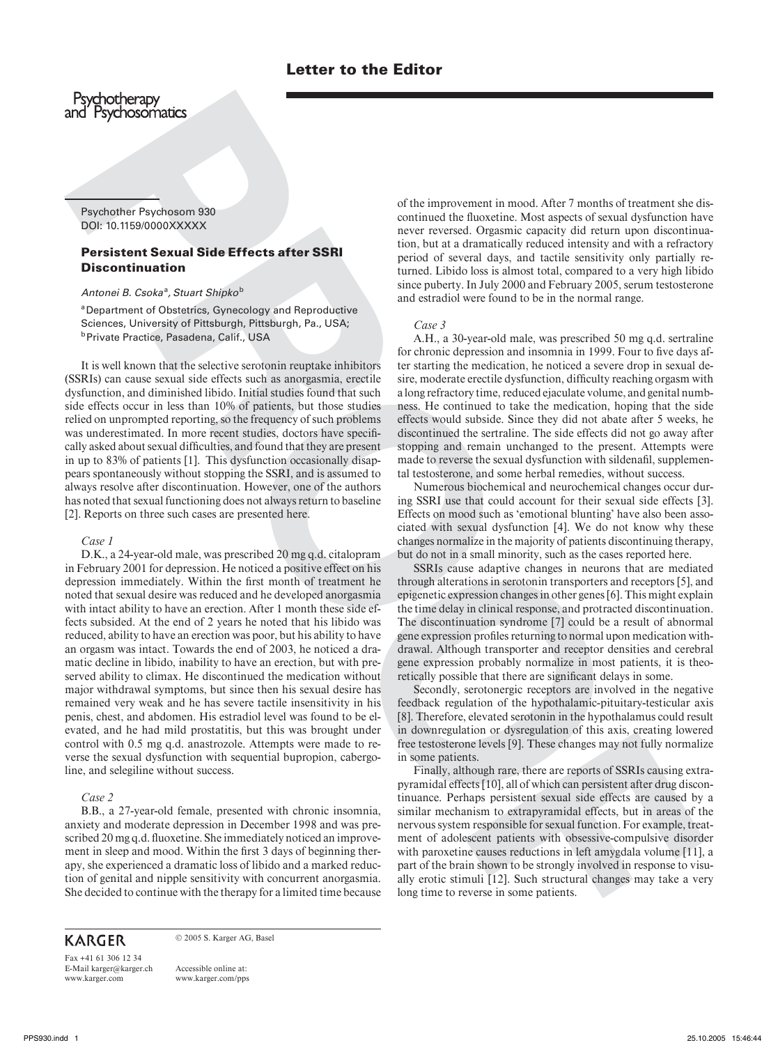Letter to the Editor

Psychotherapy and Psychosomatics

Psychother Psychosom 930
DOI: 10.1159/0000XXXXX

## Persistent Sexual Side Effects after SSRI Discontinuation

*Antonei B. Csoka*[a], *Stuart Shipko*[b]

[a]Department of Obstetrics, Gynecology and Reproductive Sciences, University of Pittsburgh, Pittsburgh, Pa., USA; [b]Private Practice, Pasadena, Calif., USA

It is well known that the selective serotonin reuptake inhibitors (SSRIs) can cause sexual side effects such as anorgasmia, erectile dysfunction, and diminished libido. Initial studies found that such side effects occur in less than 10% of patients, but those studies relied on unprompted reporting, so the frequency of such problems was underestimated. In more recent studies, doctors have specifically asked about sexual difficulties, and found that they are present in up to 83% of patients [1]. This dysfunction occasionally disappears spontaneously without stopping the SSRI, and is assumed to always resolve after discontinuation. However, one of the authors has noted that sexual functioning does not always return to baseline [2]. Reports on three such cases are presented here.

*Case 1*

D.K., a 24-year-old male, was prescribed 20 mg q.d. citalopram in February 2001 for depression. He noticed a positive effect on his depression immediately. Within the first month of treatment he noted that sexual desire was reduced and he developed anorgasmia with intact ability to have an erection. After 1 month these side effects subsided. At the end of 2 years he noted that his libido was reduced, ability to have an erection was poor, but his ability to have an orgasm was intact. Towards the end of 2003, he noticed a dramatic decline in libido, inability to have an erection, but with preserved ability to climax. He discontinued the medication without major withdrawal symptoms, but since then his sexual desire has remained very weak and he has severe tactile insensitivity in his penis, chest, and abdomen. His estradiol level was found to be elevated, and he had mild prostatitis, but this was brought under control with 0.5 mg q.d. anastrozole. Attempts were made to reverse the sexual dysfunction with sequential bupropion, cabergoline, and selegiline without success.

*Case 2*

B.B., a 27-year-old female, presented with chronic insomnia, anxiety and moderate depression in December 1998 and was prescribed 20 mg q.d. fluoxetine. She immediately noticed an improvement in sleep and mood. Within the first 3 days of beginning therapy, she experienced a dramatic loss of libido and a marked reduction of genital and nipple sensitivity with concurrent anorgasmia. She decided to continue with the therapy for a limited time because of the improvement in mood. After 7 months of treatment she discontinued the fluoxetine. Most aspects of sexual dysfunction have never reversed. Orgasmic capacity did return upon discontinuation, but at a dramatically reduced intensity and with a refractory period of several days, and tactile sensitivity only partially returned. Libido loss is almost total, compared to a very high libido since puberty. In July 2000 and February 2005, serum testosterone and estradiol were found to be in the normal range.

*Case 3*

A.H., a 30-year-old male, was prescribed 50 mg q.d. sertraline for chronic depression and insomnia in 1999. Four to five days after starting the medication, he noticed a severe drop in sexual desire, moderate erectile dysfunction, difficulty reaching orgasm with a long refractory time, reduced ejaculate volume, and genital numbness. He continued to take the medication, hoping that the side effects would subside. Since they did not abate after 5 weeks, he discontinued the sertraline. The side effects did not go away after stopping and remain unchanged to the present. Attempts were made to reverse the sexual dysfunction with sildenafil, supplemental testosterone, and some herbal remedies, without success.

Numerous biochemical and neurochemical changes occur during SSRI use that could account for their sexual side effects [3]. Effects on mood such as 'emotional blunting' have also been associated with sexual dysfunction [4]. We do not know why these changes normalize in the majority of patients discontinuing therapy, but do not in a small minority, such as the cases reported here.

SSRIs cause adaptive changes in neurons that are mediated through alterations in serotonin transporters and receptors [5], and epigenetic expression changes in other genes [6]. This might explain the time delay in clinical response, and protracted discontinuation. The discontinuation syndrome [7] could be a result of abnormal gene expression profiles returning to normal upon medication withdrawal. Although transporter and receptor densities and cerebral gene expression probably normalize in most patients, it is theoretically possible that there are significant delays in some.

Secondly, serotonergic receptors are involved in the negative feedback regulation of the hypothalamic-pituitary-testicular axis [8]. Therefore, elevated serotonin in the hypothalamus could result in downregulation or dysregulation of this axis, creating lowered free testosterone levels [9]. These changes may not fully normalize in some patients.

Finally, although rare, there are reports of SSRIs causing extrapyramidal effects [10], all of which can persistent after drug discontinuance. Perhaps persistent sexual side effects are caused by a similar mechanism to extrapyramidal effects, but in areas of the nervous system responsible for sexual function. For example, treatment of adolescent patients with obsessive-compulsive disorder with paroxetine causes reductions in left amygdala volume [11], a part of the brain shown to be strongly involved in response to visually erotic stimuli [12]. Such structural changes may take a very long time to reverse in some patients.

KARGER

© 2005 S. Karger AG, Basel

Fax +41 61 306 12 34
E-Mail karger@karger.ch
www.karger.com

Accessible online at:
www.karger.com/pps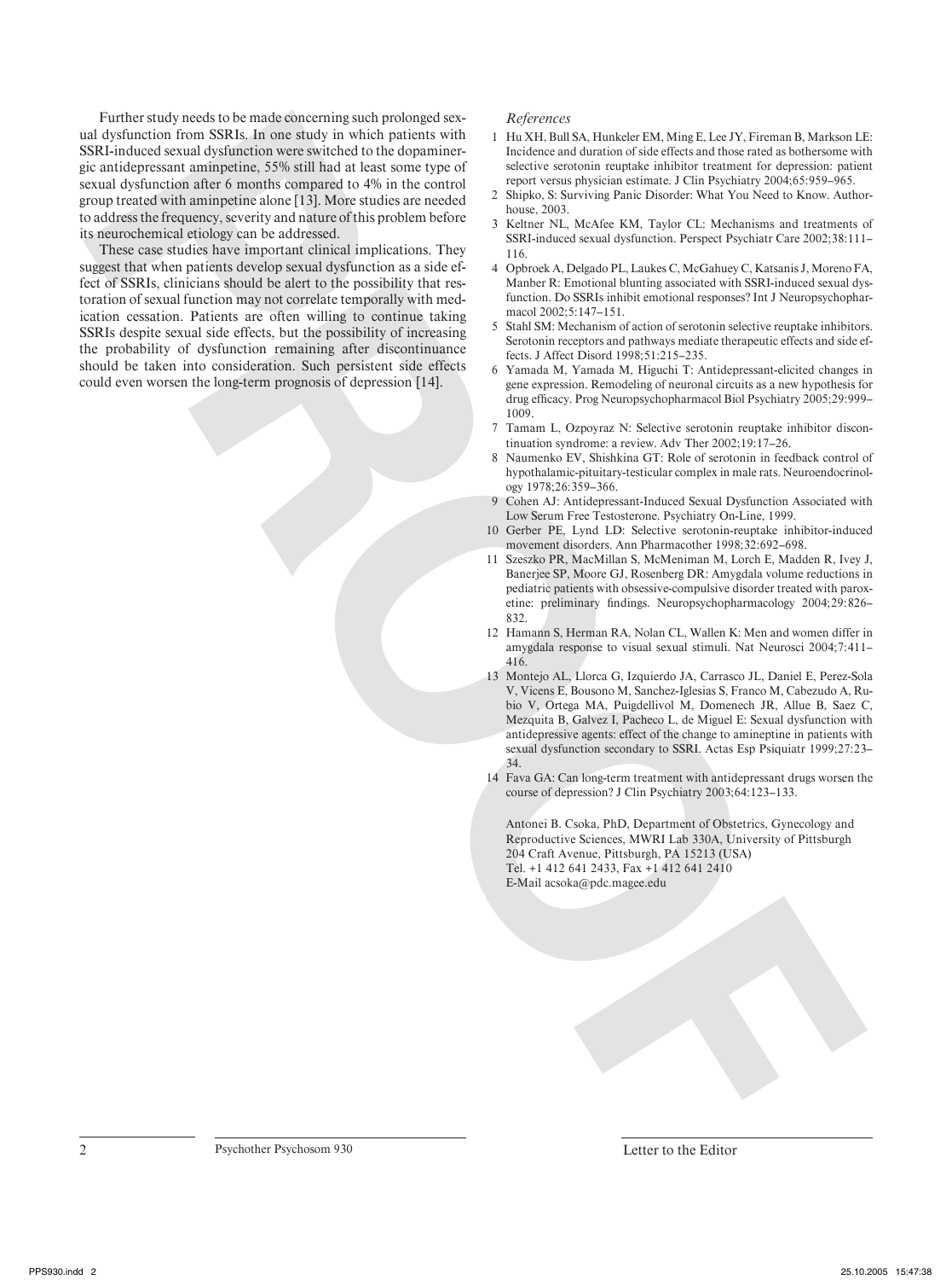Further study needs to be made concerning such prolonged sexual dysfunction from SSRIs. In one study in which patients with SSRI-induced sexual dysfunction were switched to the dopaminergic antidepressant aminpetine, 55% still had at least some type of sexual dysfunction after 6 months compared to 4% in the control group treated with aminpetine alone [13]. More studies are needed to address the frequency, severity and nature of this problem before its neurochemical etiology can be addressed.

These case studies have important clinical implications. They suggest that when patients develop sexual dysfunction as a side effect of SSRIs, clinicians should be alert to the possibility that restoration of sexual function may not correlate temporally with medication cessation. Patients are often willing to continue taking SSRIs despite sexual side effects, but the possibility of increasing the probability of dysfunction remaining after discontinuance should be taken into consideration. Such persistent side effects could even worsen the long-term prognosis of depression [14].

*References*

1. Hu XH, Bull SA, Hunkeler EM, Ming E, Lee JY, Fireman B, Markson LE: Incidence and duration of side effects and those rated as bothersome with selective serotonin reuptake inhibitor treatment for depression: patient report versus physician estimate. J Clin Psychiatry 2004;65:959–965.
2. Shipko, S: Surviving Panic Disorder: What You Need to Know. Authorhouse, 2003.
3. Keltner NL, McAfee KM, Taylor CL: Mechanisms and treatments of SSRI-induced sexual dysfunction. Perspect Psychiatr Care 2002;38:111–116.
4. Opbroek A, Delgado PL, Laukes C, McGahuey C, Katsanis J, Moreno FA, Manber R: Emotional blunting associated with SSRI-induced sexual dysfunction. Do SSRIs inhibit emotional responses? Int J Neuropsychopharmacol 2002;5:147–151.
5. Stahl SM: Mechanism of action of serotonin selective reuptake inhibitors. Serotonin receptors and pathways mediate therapeutic effects and side effects. J Affect Disord 1998;51:215–235.
6. Yamada M, Yamada M, Higuchi T: Antidepressant-elicited changes in gene expression. Remodeling of neuronal circuits as a new hypothesis for drug efficacy. Prog Neuropsychopharmacol Biol Psychiatry 2005;29:999–1009.
7. Tamam L, Ozpoyraz N: Selective serotonin reuptake inhibitor discontinuation syndrome: a review. Adv Ther 2002;19:17–26.
8. Naumenko EV, Shishkina GT: Role of serotonin in feedback control of hypothalamic-pituitary-testicular complex in male rats. Neuroendocrinology 1978;26:359–366.
9. Cohen AJ: Antidepressant-Induced Sexual Dysfunction Associated with Low Serum Free Testosterone. Psychiatry On-Line, 1999.
10. Gerber PE, Lynd LD: Selective serotonin-reuptake inhibitor-induced movement disorders. Ann Pharmacother 1998;32:692–698.
11. Szeszko PR, MacMillan S, McMeniman M, Lorch E, Madden R, Ivey J, Banerjee SP, Moore GJ, Rosenberg DR: Amygdala volume reductions in pediatric patients with obsessive-compulsive disorder treated with paroxetine: preliminary findings. Neuropsychopharmacology 2004;29:826–832.
12. Hamann S, Herman RA, Nolan CL, Wallen K: Men and women differ in amygdala response to visual sexual stimuli. Nat Neurosci 2004;7:411–416.
13. Montejo AL, Llorca G, Izquierdo JA, Carrasco JL, Daniel E, Perez-Sola V, Vicens E, Bousono M, Sanchez-Iglesias S, Franco M, Cabezudo A, Rubio V, Ortega MA, Puigdellivol M, Domenech JR, Allue B, Saez C, Mezquita B, Galvez I, Pacheco L, de Miguel E: Sexual dysfunction with antidepressive agents: effect of the change to amineptine in patients with sexual dysfunction secondary to SSRI. Actas Esp Psiquiatr 1999;27:23–34.
14. Fava GA: Can long-term treatment with antidepressant drugs worsen the course of depression? J Clin Psychiatry 2003;64:123–133.

Antonei B. Csoka, PhD, Department of Obstetrics, Gynecology and Reproductive Sciences, MWRI Lab 330A, University of Pittsburgh
204 Craft Avenue, Pittsburgh, PA 15213 (USA)
Tel. +1 412 641 2433, Fax +1 412 641 2410
E-Mail acsoka@pdc.magee.edu